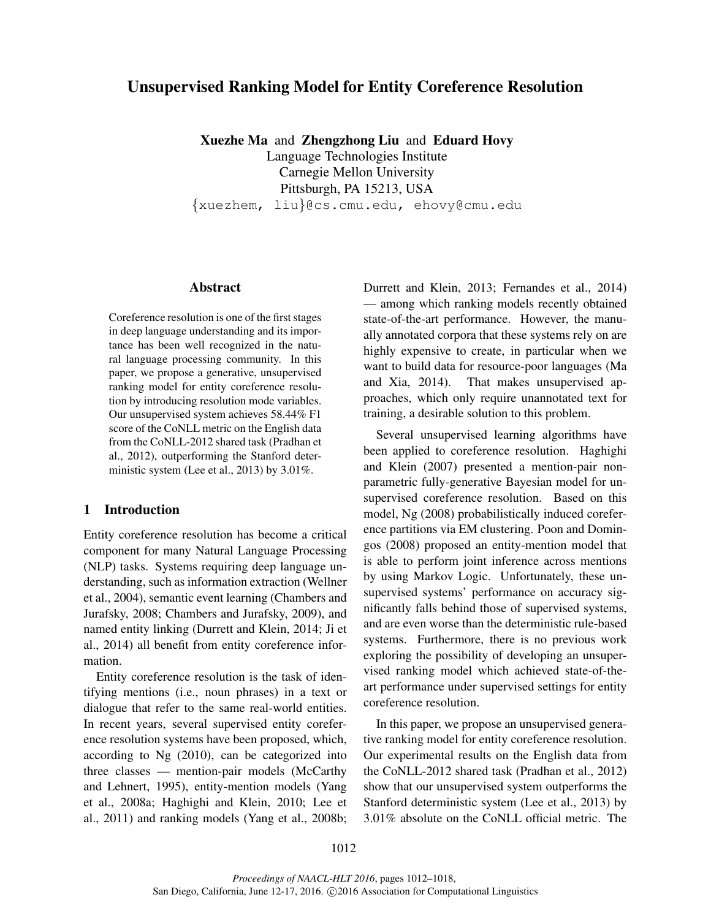# Unsupervised Ranking Model for Entity Coreference Resolution

**Xuezhe Ma** and **Zhengzhong Liu** and **Eduard Hovy**
Language Technologies Institute
Carnegie Mellon University
Pittsburgh, PA 15213, USA
{xuezhem, liu}@cs.cmu.edu, ehovy@cmu.edu

## Abstract

Coreference resolution is one of the first stages in deep language understanding and its importance has been well recognized in the natural language processing community. In this paper, we propose a generative, unsupervised ranking model for entity coreference resolution by introducing resolution mode variables. Our unsupervised system achieves 58.44% F1 score of the CoNLL metric on the English data from the CoNLL-2012 shared task (Pradhan et al., 2012), outperforming the Stanford deterministic system (Lee et al., 2013) by 3.01%.

## 1 Introduction

Entity coreference resolution has become a critical component for many Natural Language Processing (NLP) tasks. Systems requiring deep language understanding, such as information extraction (Wellner et al., 2004), semantic event learning (Chambers and Jurafsky, 2008; Chambers and Jurafsky, 2009), and named entity linking (Durrett and Klein, 2014; Ji et al., 2014) all benefit from entity coreference information.

Entity coreference resolution is the task of identifying mentions (i.e., noun phrases) in a text or dialogue that refer to the same real-world entities. In recent years, several supervised entity coreference resolution systems have been proposed, which, according to Ng (2010), can be categorized into three classes — mention-pair models (McCarthy and Lehnert, 1995), entity-mention models (Yang et al., 2008a; Haghighi and Klein, 2010; Lee et al., 2011) and ranking models (Yang et al., 2008b; Durrett and Klein, 2013; Fernandes et al., 2014) — among which ranking models recently obtained state-of-the-art performance. However, the manually annotated corpora that these systems rely on are highly expensive to create, in particular when we want to build data for resource-poor languages (Ma and Xia, 2014). That makes unsupervised approaches, which only require unannotated text for training, a desirable solution to this problem.

Several unsupervised learning algorithms have been applied to coreference resolution. Haghighi and Klein (2007) presented a mention-pair nonparametric fully-generative Bayesian model for unsupervised coreference resolution. Based on this model, Ng (2008) probabilistically induced coreference partitions via EM clustering. Poon and Domingos (2008) proposed an entity-mention model that is able to perform joint inference across mentions by using Markov Logic. Unfortunately, these unsupervised systems' performance on accuracy significantly falls behind those of supervised systems, and are even worse than the deterministic rule-based systems. Furthermore, there is no previous work exploring the possibility of developing an unsupervised ranking model which achieved state-of-the-art performance under supervised settings for entity coreference resolution.

In this paper, we propose an unsupervised generative ranking model for entity coreference resolution. Our experimental results on the English data from the CoNLL-2012 shared task (Pradhan et al., 2012) show that our unsupervised system outperforms the Stanford deterministic system (Lee et al., 2013) by 3.01% absolute on the CoNLL official metric. The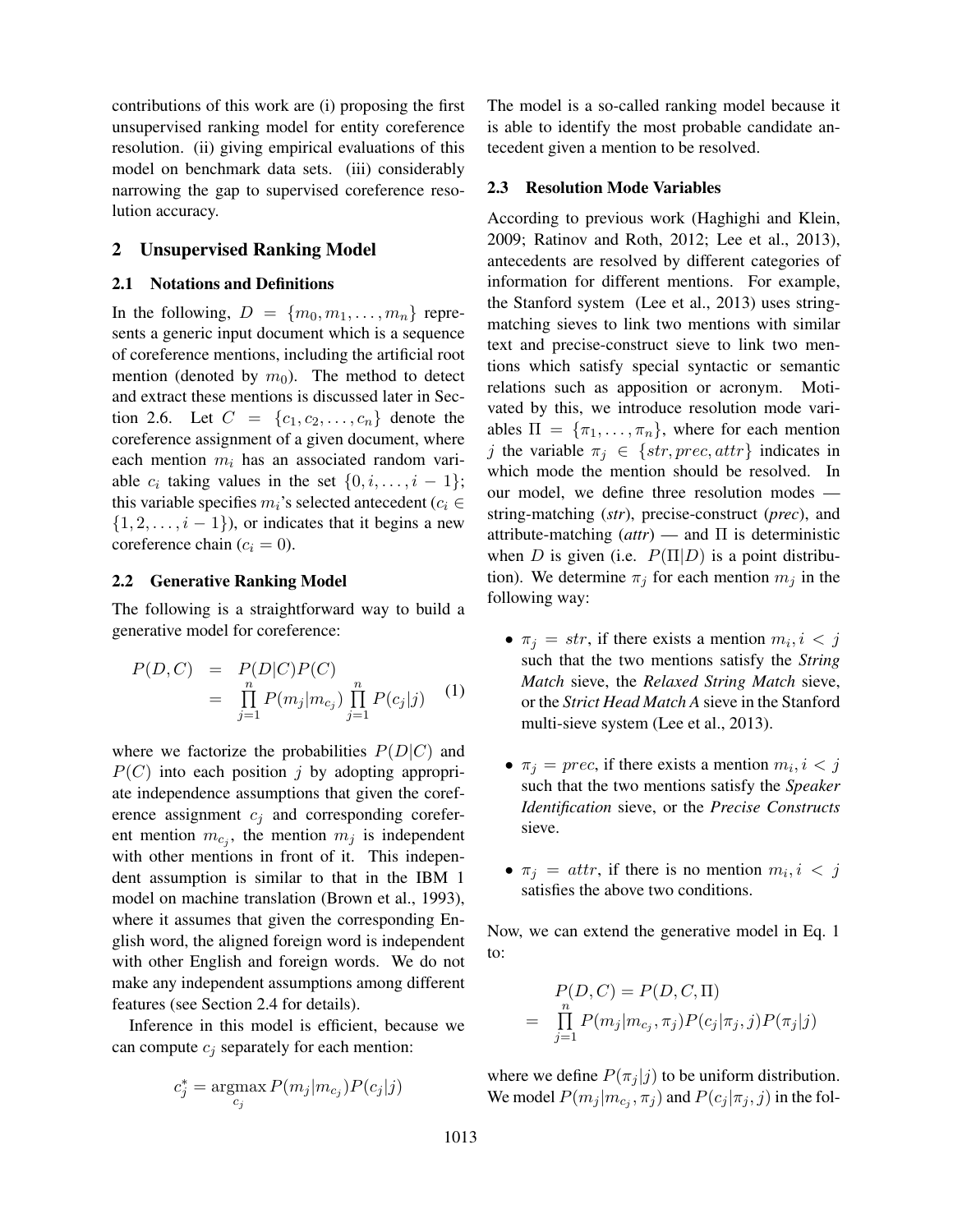contributions of this work are (i) proposing the first unsupervised ranking model for entity coreference resolution. (ii) giving empirical evaluations of this model on benchmark data sets. (iii) considerably narrowing the gap to supervised coreference resolution accuracy.

## 2 Unsupervised Ranking Model

### 2.1 Notations and Definitions

In the following, $D = \{m_0, m_1, \ldots, m_n\}$ represents a generic input document which is a sequence of coreference mentions, including the artificial root mention (denoted by $m_0$). The method to detect and extract these mentions is discussed later in Section 2.6. Let $C = \{c_1, c_2, \ldots, c_n\}$ denote the coreference assignment of a given document, where each mention $m_i$ has an associated random variable $c_i$ taking values in the set $\{0, i, \ldots, i-1\}$; this variable specifies $m_i$'s selected antecedent ($c_i \in \{1, 2, \ldots, i-1\}$), or indicates that it begins a new coreference chain ($c_i = 0$).

### 2.2 Generative Ranking Model

The following is a straightforward way to build a generative model for coreference:

$$
\begin{aligned}
P(D, C) &= P(D|C)P(C) \\
&= \prod_{j=1}^{n} P(m_j|m_{c_j}) \prod_{j=1}^{n} P(c_j|j)
\end{aligned}
\quad (1)
$$

where we factorize the probabilities $P(D|C)$ and $P(C)$ into each position $j$ by adopting appropriate independence assumptions that given the coreference assignment $c_j$ and corresponding coreferent mention $m_{c_j}$, the mention $m_j$ is independent with other mentions in front of it. This independent assumption is similar to that in the IBM 1 model on machine translation (Brown et al., 1993), where it assumes that given the corresponding English word, the aligned foreign word is independent with other English and foreign words. We do not make any independent assumptions among different features (see Section 2.4 for details).

Inference in this model is efficient, because we can compute $c_j$ separately for each mention:

$$
c_j^* = \operatorname*{argmax}_{c_j} P(m_j|m_{c_j})P(c_j|j)
$$

The model is a so-called ranking model because it is able to identify the most probable candidate antecedent given a mention to be resolved.

### 2.3 Resolution Mode Variables

According to previous work (Haghighi and Klein, 2009; Ratinov and Roth, 2012; Lee et al., 2013), antecedents are resolved by different categories of information for different mentions. For example, the Stanford system (Lee et al., 2013) uses string-matching sieves to link two mentions with similar text and precise-construct sieve to link two mentions which satisfy special syntactic or semantic relations such as apposition or acronym. Motivated by this, we introduce resolution mode variables $\Pi = \{\pi_1, \ldots, \pi_n\}$, where for each mention $j$ the variable $\pi_j \in \{str, prec, attr\}$ indicates in which mode the mention should be resolved. In our model, we define three resolution modes — string-matching (***str***), precise-construct (***prec***), and attribute-matching (***attr***) — and $\Pi$ is deterministic when $D$ is given (i.e. $P(\Pi|D)$ is a point distribution). We determine $\pi_j$ for each mention $m_j$ in the following way:

- $\pi_j = str$, if there exists a mention $m_i, i < j$ such that the two mentions satisfy the ***String Match*** sieve, the ***Relaxed String Match*** sieve, or the ***Strict Head Match A*** sieve in the Stanford multi-sieve system (Lee et al., 2013).

- $\pi_j = prec$, if there exists a mention $m_i, i < j$ such that the two mentions satisfy the ***Speaker Identification*** sieve, or the ***Precise Constructs*** sieve.

- $\pi_j = attr$, if there is no mention $m_i, i < j$ satisfies the above two conditions.

Now, we can extend the generative model in Eq. 1 to:

$$
\begin{aligned}
& P(D, C) = P(D, C, \Pi) \\
= & \prod_{j=1}^{n} P(m_j|m_{c_j}, \pi_j)P(c_j|\pi_j, j)P(\pi_j|j)
\end{aligned}
$$

where we define $P(\pi_j|j)$ to be uniform distribution. We model $P(m_j|m_{c_j}, \pi_j)$ and $P(c_j|\pi_j, j)$ in the fol-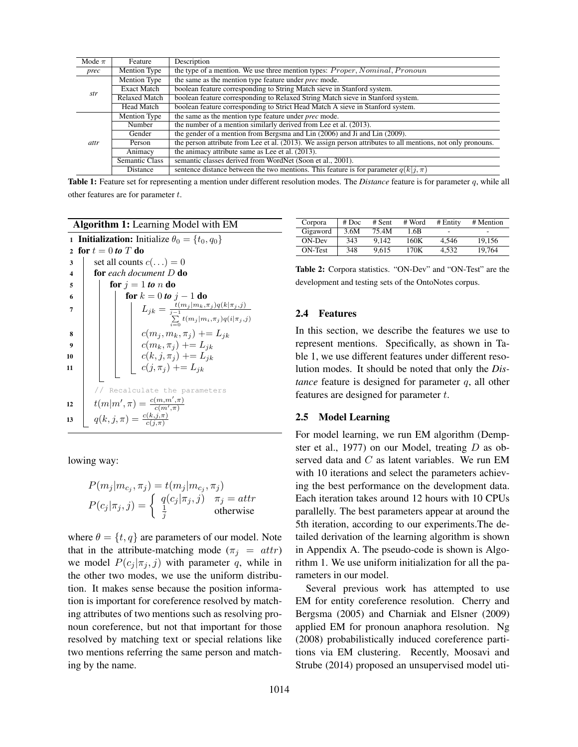| Mode $\pi$ | Feature | Description |
|---|---|---|
| *prec* | Mention Type | the type of a mention. We use three mention types: $Proper, Nominal, Pronoun$ |
| *str* | Mention Type | the same as the mention type feature under *prec* mode. |
| | Exact Match | boolean feature corresponding to String Match sieve in Stanford system. |
| | Relaxed Match | boolean feature corresponding to Relaxed String Match sieve in Stanford system. |
| | Head Match | boolean feature corresponding to Strict Head Match A sieve in Stanford system. |
| *attr* | Mention Type | the same as the mention type feature under *prec* mode. |
| | Number | the number of a mention similarly derived from Lee et al. (2013). |
| | Gender | the gender of a mention from Bergsma and Lin (2006) and Ji and Lin (2009). |
| | Person | the person attribute from Lee et al. (2013). We assign person attributes to all mentions, not only pronouns. |
| | Animacy | the animacy attribute same as Lee et al. (2013). |
| | Semantic Class | semantic classes derived from WordNet (Soon et al., 2001). |
| | Distance | sentence distance between the two mentions. This feature is for parameter $q(k\|j, \pi)$ |

**Table 1:** Feature set for representing a mention under different resolution modes. The *Distance* feature is for parameter $q$, while all other features are for parameter $t$.

**Algorithm 1:** Learning Model with EM

```
1  Initialization: Initialize θ_0 = {t_0, q_0}
2  for t = 0 to T do
3      set all counts c(...) = 0
4      for each document D do
5          for j = 1 to n do
6              for k = 0 to j − 1 do
7                  L_jk = t(m_j|m_k,π_j) q(k|π_j,j) / Σ_{i=0}^{j−1} t(m_j|m_i,π_j) q(i|π_j,j)
8                  c(m_j, m_k, π_j) += L_jk
9                  c(m_k, π_j) += L_jk
10                 c(k, j, π_j) += L_jk
11                 c(j, π_j) += L_jk
       // Recalculate the parameters
12     t(m|m', π) = c(m,m',π) / c(m',π)
13     q(k, j, π) = c(k,j,π) / c(j,π)
```

lowing way:

$$P(m_j|m_{c_j}, \pi_j) = t(m_j|m_{c_j}, \pi_j)$$
$$P(c_j|\pi_j, j) = \begin{cases} q(c_j|\pi_j, j) & \pi_j = attr \\ \frac{1}{j} & \text{otherwise} \end{cases}$$

where $\theta = \{t, q\}$ are parameters of our model. Note that in the attribute-matching mode ($\pi_j = attr$) we model $P(c_j|\pi_j, j)$ with parameter $q$, while in the other two modes, we use the uniform distribution. It makes sense because the position information is important for coreference resolved by matching attributes of two mentions such as resolving pronoun coreference, but not that important for those resolved by matching text or special relations like two mentions referring the same person and matching by the name.

| Corpora | # Doc | # Sent | # Word | # Entity | # Mention |
|---|---|---|---|---|---|
| Gigaword | 3.6M | 75.4M | 1.6B | - | - |
| ON-Dev | 343 | 9,142 | 160K | 4,546 | 19,156 |
| ON-Test | 348 | 9,615 | 170K | 4,532 | 19,764 |

**Table 2:** Corpora statistics. "ON-Dev" and "ON-Test" are the development and testing sets of the OntoNotes corpus.

### 2.4 Features

In this section, we describe the features we use to represent mentions. Specifically, as shown in Table 1, we use different features under different resolution modes. It should be noted that only the ***Distance*** feature is designed for parameter $q$, all other features are designed for parameter $t$.

### 2.5 Model Learning

For model learning, we run EM algorithm (Dempster et al., 1977) on our Model, treating $D$ as observed data and $C$ as latent variables. We run EM with 10 iterations and select the parameters achieving the best performance on the development data. Each iteration takes around 12 hours with 10 CPUs parallelly. The best parameters appear at around the 5th iteration, according to our experiments.The detailed derivation of the learning algorithm is shown in Appendix A. The pseudo-code is shown is Algorithm 1. We use uniform initialization for all the parameters in our model.

Several previous work has attempted to use EM for entity coreference resolution. Cherry and Bergsma (2005) and Charniak and Elsner (2009) applied EM for pronoun anaphora resolution. Ng (2008) probabilistically induced coreference partitions via EM clustering. Recently, Moosavi and Strube (2014) proposed an unsupervised model uti-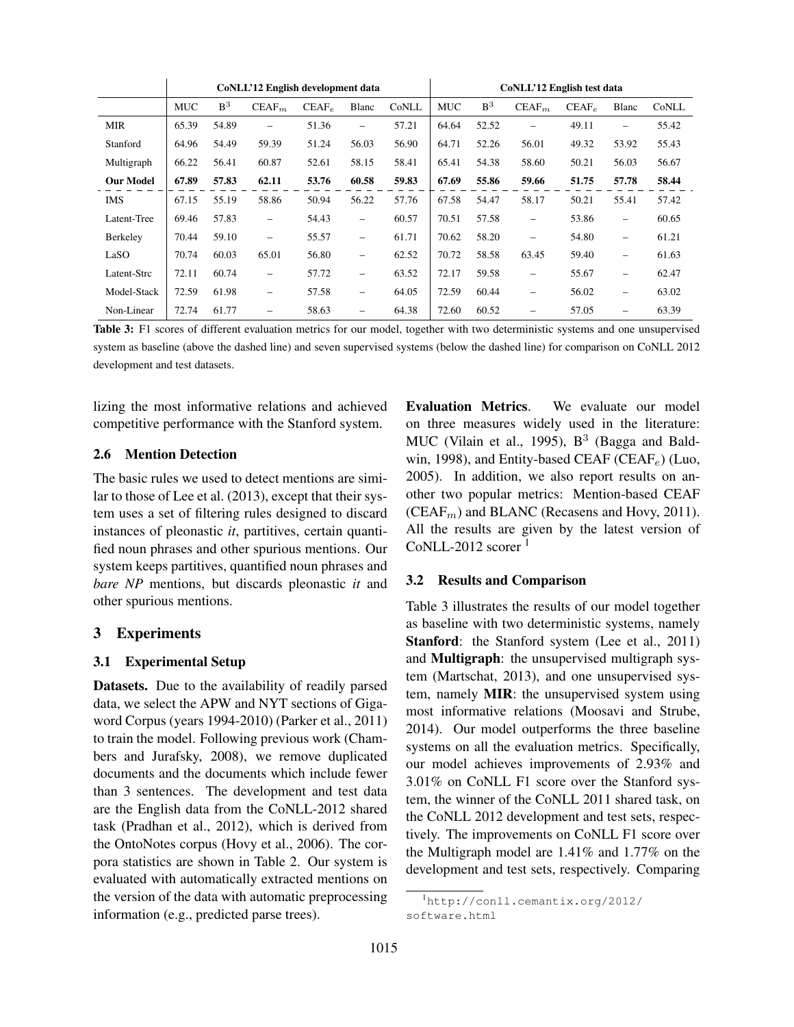| | CoNLL'12 English development data | | | | | | CoNLL'12 English test data | | | | | |
|---|---|---|---|---|---|---|---|---|---|---|---|---|
| | MUC | $B^3$ | $CEAF_m$ | $CEAF_e$ | Blanc | CoNLL | MUC | $B^3$ | $CEAF_m$ | $CEAF_e$ | Blanc | CoNLL |
| MIR | 65.39 | 54.89 | – | 51.36 | – | 57.21 | 64.64 | 52.52 | – | 49.11 | – | 55.42 |
| Stanford | 64.96 | 54.49 | 59.39 | 51.24 | 56.03 | 56.90 | 64.71 | 52.26 | 56.01 | 49.32 | 53.92 | 55.43 |
| Multigraph | 66.22 | 56.41 | 60.87 | 52.61 | 58.15 | 58.41 | 65.41 | 54.38 | 58.60 | 50.21 | 56.03 | 56.67 |
| **Our Model** | **67.89** | **57.83** | **62.11** | **53.76** | **60.58** | **59.83** | **67.69** | **55.86** | **59.66** | **51.75** | **57.78** | **58.44** |
| IMS | 67.15 | 55.19 | 58.86 | 50.94 | 56.22 | 57.76 | 67.58 | 54.47 | 58.17 | 50.21 | 55.41 | 57.42 |
| Latent-Tree | 69.46 | 57.83 | – | 54.43 | – | 60.57 | 70.51 | 57.58 | – | 53.86 | – | 60.65 |
| Berkeley | 70.44 | 59.10 | – | 55.57 | – | 61.71 | 70.62 | 58.20 | – | 54.80 | – | 61.21 |
| LaSO | 70.74 | 60.03 | 65.01 | 56.80 | – | 62.52 | 70.72 | 58.58 | 63.45 | 59.40 | – | 61.63 |
| Latent-Strc | 72.11 | 60.74 | – | 57.72 | – | 63.52 | 72.17 | 59.58 | – | 55.67 | – | 62.47 |
| Model-Stack | 72.59 | 61.98 | – | 57.58 | – | 64.05 | 72.59 | 60.44 | – | 56.02 | – | 63.02 |
| Non-Linear | 72.74 | 61.77 | – | 58.63 | – | 64.38 | 72.60 | 60.52 | – | 57.05 | – | 63.39 |

**Table 3:** F1 scores of different evaluation metrics for our model, together with two deterministic systems and one unsupervised system as baseline (above the dashed line) and seven supervised systems (below the dashed line) for comparison on CoNLL 2012 development and test datasets.

lizing the most informative relations and achieved competitive performance with the Stanford system.

### 2.6 Mention Detection

The basic rules we used to detect mentions are similar to those of Lee et al. (2013), except that their system uses a set of filtering rules designed to discard instances of pleonastic *it*, partitives, certain quantified noun phrases and other spurious mentions. Our system keeps partitives, quantified noun phrases and *bare NP* mentions, but discards pleonastic *it* and other spurious mentions.

## 3 Experiments

### 3.1 Experimental Setup

**Datasets.** Due to the availability of readily parsed data, we select the APW and NYT sections of Gigaword Corpus (years 1994-2010) (Parker et al., 2011) to train the model. Following previous work (Chambers and Jurafsky, 2008), we remove duplicated documents and the documents which include fewer than 3 sentences. The development and test data are the English data from the CoNLL-2012 shared task (Pradhan et al., 2012), which is derived from the OntoNotes corpus (Hovy et al., 2006). The corpora statistics are shown in Table 2. Our system is evaluated with automatically extracted mentions on the version of the data with automatic preprocessing information (e.g., predicted parse trees).

**Evaluation Metrics**. We evaluate our model on three measures widely used in the literature: MUC (Vilain et al., 1995), $B^3$ (Bagga and Baldwin, 1998), and Entity-based CEAF ($CEAF_e$) (Luo, 2005). In addition, we also report results on another two popular metrics: Mention-based CEAF ($CEAF_m$) and BLANC (Recasens and Hovy, 2011). All the results are given by the latest version of CoNLL-2012 scorer [1]

### 3.2 Results and Comparison

Table 3 illustrates the results of our model together as baseline with two deterministic systems, namely **Stanford**: the Stanford system (Lee et al., 2011) and **Multigraph**: the unsupervised multigraph system (Martschat, 2013), and one unsupervised system, namely **MIR**: the unsupervised system using most informative relations (Moosavi and Strube, 2014). Our model outperforms the three baseline systems on all the evaluation metrics. Specifically, our model achieves improvements of 2.93% and 3.01% on CoNLL F1 score over the Stanford system, the winner of the CoNLL 2011 shared task, on the CoNLL 2012 development and test sets, respectively. The improvements on CoNLL F1 score over the Multigraph model are 1.41% and 1.77% on the development and test sets, respectively. Comparing

[1] http://conll.cemantix.org/2012/software.html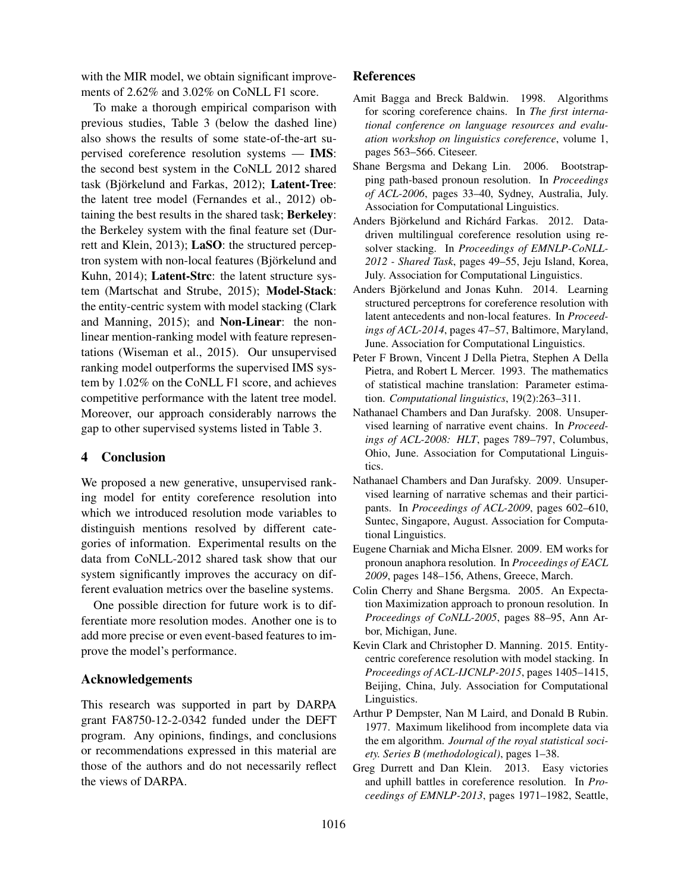with the MIR model, we obtain significant improvements of 2.62% and 3.02% on CoNLL F1 score.

To make a thorough empirical comparison with previous studies, Table 3 (below the dashed line) also shows the results of some state-of-the-art supervised coreference resolution systems — **IMS**: the second best system in the CoNLL 2012 shared task (Björkelund and Farkas, 2012); **Latent-Tree**: the latent tree model (Fernandes et al., 2012) obtaining the best results in the shared task; **Berkeley**: the Berkeley system with the final feature set (Durrett and Klein, 2013); **LaSO**: the structured perceptron system with non-local features (Björkelund and Kuhn, 2014); **Latent-Strc**: the latent structure system (Martschat and Strube, 2015); **Model-Stack**: the entity-centric system with model stacking (Clark and Manning, 2015); and **Non-Linear**: the non-linear mention-ranking model with feature representations (Wiseman et al., 2015). Our unsupervised ranking model outperforms the supervised IMS system by 1.02% on the CoNLL F1 score, and achieves competitive performance with the latent tree model. Moreover, our approach considerably narrows the gap to other supervised systems listed in Table 3.

## 4 Conclusion

We proposed a new generative, unsupervised ranking model for entity coreference resolution into which we introduced resolution mode variables to distinguish mentions resolved by different categories of information. Experimental results on the data from CoNLL-2012 shared task show that our system significantly improves the accuracy on different evaluation metrics over the baseline systems.

One possible direction for future work is to differentiate more resolution modes. Another one is to add more precise or even event-based features to improve the model's performance.

## Acknowledgements

This research was supported in part by DARPA grant FA8750-12-2-0342 funded under the DEFT program. Any opinions, findings, and conclusions or recommendations expressed in this material are those of the authors and do not necessarily reflect the views of DARPA.

## References

Amit Bagga and Breck Baldwin. 1998. Algorithms for scoring coreference chains. In *The first international conference on language resources and evaluation workshop on linguistics coreference*, volume 1, pages 563–566. Citeseer.

Shane Bergsma and Dekang Lin. 2006. Bootstrapping path-based pronoun resolution. In *Proceedings of ACL-2006*, pages 33–40, Sydney, Australia, July. Association for Computational Linguistics.

Anders Björkelund and Richárd Farkas. 2012. Data-driven multilingual coreference resolution using resolver stacking. In *Proceedings of EMNLP-CoNLL-2012 - Shared Task*, pages 49–55, Jeju Island, Korea, July. Association for Computational Linguistics.

Anders Björkelund and Jonas Kuhn. 2014. Learning structured perceptrons for coreference resolution with latent antecedents and non-local features. In *Proceedings of ACL-2014*, pages 47–57, Baltimore, Maryland, June. Association for Computational Linguistics.

Peter F Brown, Vincent J Della Pietra, Stephen A Della Pietra, and Robert L Mercer. 1993. The mathematics of statistical machine translation: Parameter estimation. *Computational linguistics*, 19(2):263–311.

Nathanael Chambers and Dan Jurafsky. 2008. Unsupervised learning of narrative event chains. In *Proceedings of ACL-2008: HLT*, pages 789–797, Columbus, Ohio, June. Association for Computational Linguistics.

Nathanael Chambers and Dan Jurafsky. 2009. Unsupervised learning of narrative schemas and their participants. In *Proceedings of ACL-2009*, pages 602–610, Suntec, Singapore, August. Association for Computational Linguistics.

Eugene Charniak and Micha Elsner. 2009. EM works for pronoun anaphora resolution. In *Proceedings of EACL 2009*, pages 148–156, Athens, Greece, March.

Colin Cherry and Shane Bergsma. 2005. An Expectation Maximization approach to pronoun resolution. In *Proceedings of CoNLL-2005*, pages 88–95, Ann Arbor, Michigan, June.

Kevin Clark and Christopher D. Manning. 2015. Entity-centric coreference resolution with model stacking. In *Proceedings of ACL-IJCNLP-2015*, pages 1405–1415, Beijing, China, July. Association for Computational Linguistics.

Arthur P Dempster, Nan M Laird, and Donald B Rubin. 1977. Maximum likelihood from incomplete data via the em algorithm. *Journal of the royal statistical society. Series B (methodological)*, pages 1–38.

Greg Durrett and Dan Klein. 2013. Easy victories and uphill battles in coreference resolution. In *Proceedings of EMNLP-2013*, pages 1971–1982, Seattle,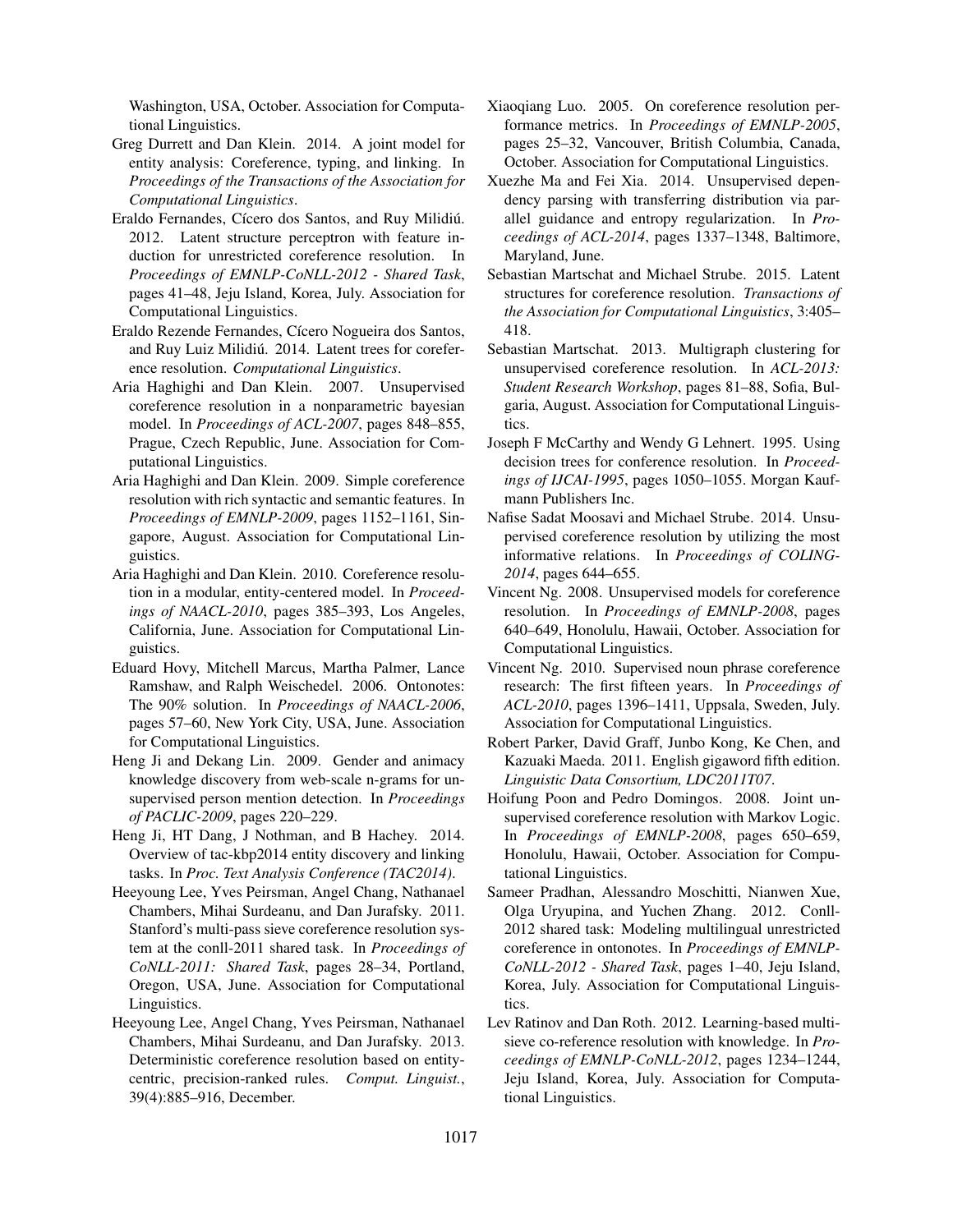Washington, USA, October. Association for Computational Linguistics.

Greg Durrett and Dan Klein. 2014. A joint model for entity analysis: Coreference, typing, and linking. In *Proceedings of the Transactions of the Association for Computational Linguistics*.

Eraldo Fernandes, Cícero dos Santos, and Ruy Milidiú. 2012. Latent structure perceptron with feature induction for unrestricted coreference resolution. In *Proceedings of EMNLP-CoNLL-2012 - Shared Task*, pages 41–48, Jeju Island, Korea, July. Association for Computational Linguistics.

Eraldo Rezende Fernandes, Cícero Nogueira dos Santos, and Ruy Luiz Milidiú. 2014. Latent trees for coreference resolution. *Computational Linguistics*.

Aria Haghighi and Dan Klein. 2007. Unsupervised coreference resolution in a nonparametric bayesian model. In *Proceedings of ACL-2007*, pages 848–855, Prague, Czech Republic, June. Association for Computational Linguistics.

Aria Haghighi and Dan Klein. 2009. Simple coreference resolution with rich syntactic and semantic features. In *Proceedings of EMNLP-2009*, pages 1152–1161, Singapore, August. Association for Computational Linguistics.

Aria Haghighi and Dan Klein. 2010. Coreference resolution in a modular, entity-centered model. In *Proceedings of NAACL-2010*, pages 385–393, Los Angeles, California, June. Association for Computational Linguistics.

Eduard Hovy, Mitchell Marcus, Martha Palmer, Lance Ramshaw, and Ralph Weischedel. 2006. Ontonotes: The 90% solution. In *Proceedings of NAACL-2006*, pages 57–60, New York City, USA, June. Association for Computational Linguistics.

Heng Ji and Dekang Lin. 2009. Gender and animacy knowledge discovery from web-scale n-grams for unsupervised person mention detection. In *Proceedings of PACLIC-2009*, pages 220–229.

Heng Ji, HT Dang, J Nothman, and B Hachey. 2014. Overview of tac-kbp2014 entity discovery and linking tasks. In *Proc. Text Analysis Conference (TAC2014)*.

Heeyoung Lee, Yves Peirsman, Angel Chang, Nathanael Chambers, Mihai Surdeanu, and Dan Jurafsky. 2011. Stanford's multi-pass sieve coreference resolution system at the conll-2011 shared task. In *Proceedings of CoNLL-2011: Shared Task*, pages 28–34, Portland, Oregon, USA, June. Association for Computational Linguistics.

Heeyoung Lee, Angel Chang, Yves Peirsman, Nathanael Chambers, Mihai Surdeanu, and Dan Jurafsky. 2013. Deterministic coreference resolution based on entity-centric, precision-ranked rules. *Comput. Linguist.*, 39(4):885–916, December.

Xiaoqiang Luo. 2005. On coreference resolution performance metrics. In *Proceedings of EMNLP-2005*, pages 25–32, Vancouver, British Columbia, Canada, October. Association for Computational Linguistics.

Xuezhe Ma and Fei Xia. 2014. Unsupervised dependency parsing with transferring distribution via parallel guidance and entropy regularization. In *Proceedings of ACL-2014*, pages 1337–1348, Baltimore, Maryland, June.

Sebastian Martschat and Michael Strube. 2015. Latent structures for coreference resolution. *Transactions of the Association for Computational Linguistics*, 3:405–418.

Sebastian Martschat. 2013. Multigraph clustering for unsupervised coreference resolution. In *ACL-2013: Student Research Workshop*, pages 81–88, Sofia, Bulgaria, August. Association for Computational Linguistics.

Joseph F McCarthy and Wendy G Lehnert. 1995. Using decision trees for conference resolution. In *Proceedings of IJCAI-1995*, pages 1050–1055. Morgan Kaufmann Publishers Inc.

Nafise Sadat Moosavi and Michael Strube. 2014. Unsupervised coreference resolution by utilizing the most informative relations. In *Proceedings of COLING-2014*, pages 644–655.

Vincent Ng. 2008. Unsupervised models for coreference resolution. In *Proceedings of EMNLP-2008*, pages 640–649, Honolulu, Hawaii, October. Association for Computational Linguistics.

Vincent Ng. 2010. Supervised noun phrase coreference research: The first fifteen years. In *Proceedings of ACL-2010*, pages 1396–1411, Uppsala, Sweden, July. Association for Computational Linguistics.

Robert Parker, David Graff, Junbo Kong, Ke Chen, and Kazuaki Maeda. 2011. English gigaword fifth edition. *Linguistic Data Consortium, LDC2011T07*.

Hoifung Poon and Pedro Domingos. 2008. Joint unsupervised coreference resolution with Markov Logic. In *Proceedings of EMNLP-2008*, pages 650–659, Honolulu, Hawaii, October. Association for Computational Linguistics.

Sameer Pradhan, Alessandro Moschitti, Nianwen Xue, Olga Uryupina, and Yuchen Zhang. 2012. Conll-2012 shared task: Modeling multilingual unrestricted coreference in ontonotes. In *Proceedings of EMNLP-CoNLL-2012 - Shared Task*, pages 1–40, Jeju Island, Korea, July. Association for Computational Linguistics.

Lev Ratinov and Dan Roth. 2012. Learning-based multi-sieve co-reference resolution with knowledge. In *Proceedings of EMNLP-CoNLL-2012*, pages 1234–1244, Jeju Island, Korea, July. Association for Computational Linguistics.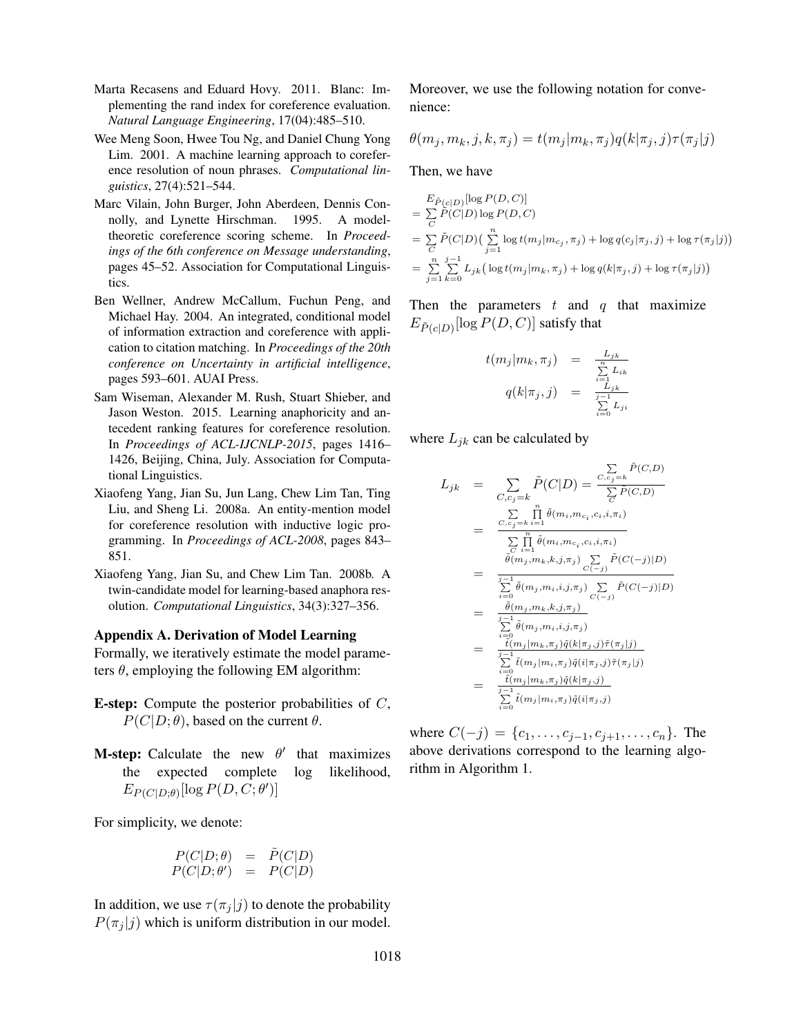Marta Recasens and Eduard Hovy. 2011. Blanc: Implementing the rand index for coreference evaluation. *Natural Language Engineering*, 17(04):485–510.

Wee Meng Soon, Hwee Tou Ng, and Daniel Chung Yong Lim. 2001. A machine learning approach to coreference resolution of noun phrases. *Computational linguistics*, 27(4):521–544.

Marc Vilain, John Burger, John Aberdeen, Dennis Connolly, and Lynette Hirschman. 1995. A model-theoretic coreference scoring scheme. In *Proceedings of the 6th conference on Message understanding*, pages 45–52. Association for Computational Linguistics.

Ben Wellner, Andrew McCallum, Fuchun Peng, and Michael Hay. 2004. An integrated, conditional model of information extraction and coreference with application to citation matching. In *Proceedings of the 20th conference on Uncertainty in artificial intelligence*, pages 593–601. AUAI Press.

Sam Wiseman, Alexander M. Rush, Stuart Shieber, and Jason Weston. 2015. Learning anaphoricity and antecedent ranking features for coreference resolution. In *Proceedings of ACL-IJCNLP-2015*, pages 1416–1426, Beijing, China, July. Association for Computational Linguistics.

Xiaofeng Yang, Jian Su, Jun Lang, Chew Lim Tan, Ting Liu, and Sheng Li. 2008a. An entity-mention model for coreference resolution with inductive logic programming. In *Proceedings of ACL-2008*, pages 843–851.

Xiaofeng Yang, Jian Su, and Chew Lim Tan. 2008b. A twin-candidate model for learning-based anaphora resolution. *Computational Linguistics*, 34(3):327–356.

## Appendix A. Derivation of Model Learning

Formally, we iteratively estimate the model parameters $\theta$, employing the following EM algorithm:

**E-step:** Compute the posterior probabilities of $C$, $P(C|D;\theta)$, based on the current $\theta$.

**M-step:** Calculate the new $\theta'$ that maximizes the expected complete log likelihood, $E_{P(C|D;\theta)}[\log P(D,C;\theta')]$

For simplicity, we denote:

$$\begin{array}{rcl} P(C|D;\theta) & = & \tilde{P}(C|D) \\ P(C|D;\theta') & = & P(C|D) \end{array}$$

In addition, we use $\tau(\pi_j|j)$ to denote the probability $P(\pi_j|j)$ which is uniform distribution in our model.

Moreover, we use the following notation for convenience:

$$\theta(m_j, m_k, j, k, \pi_j) = t(m_j|m_k, \pi_j)q(k|\pi_j, j)\tau(\pi_j|j)$$

Then, we have

$$\begin{array}{l} E_{\tilde{P}(c|D)}[\log P(D,C)] \\ = \sum\limits_{C} \tilde{P}(C|D) \log P(D,C) \\ = \sum\limits_{C} \tilde{P}(C|D) \big( \sum\limits_{j=1}^{n} \log t(m_j|m_{c_j}, \pi_j) + \log q(c_j|\pi_j, j) + \log \tau(\pi_j|j) \big) \\ = \sum\limits_{j=1}^{n} \sum\limits_{k=0}^{j-1} L_{jk} \big( \log t(m_j|m_k, \pi_j) + \log q(k|\pi_j, j) + \log \tau(\pi_j|j) \big) \end{array}$$

Then the parameters $t$ and $q$ that maximize $E_{\tilde{P}(c|D)}[\log P(D,C)]$ satisfy that

$$\begin{array}{rcl} t(m_j|m_k, \pi_j) & = & \frac{L_{jk}}{\sum\limits_{i=1}^{n} L_{ik}} \\ q(k|\pi_j, j) & = & \frac{L_{jk}}{\sum\limits_{i=0}^{j-1} L_{ji}} \end{array}$$

where $L_{jk}$ can be calculated by

$$\begin{array}{rcl} L_{jk} & = & \sum\limits_{C, c_j = k} \tilde{P}(C|D) = \frac{\sum\limits_{C, c_j = k} \tilde{P}(C,D)}{\sum\limits_{C} \tilde{P}(C,D)} \\ & = & \frac{\sum\limits_{C, c_j = k} \prod\limits_{i=1}^{n} \tilde{\theta}(m_i, m_{c_i}, c_i, i, \pi_i)}{\sum\limits_{C} \prod\limits_{i=1}^{n} \tilde{\theta}(m_i, m_{c_i}, c_i, i, \pi_i)} \\ & = & \frac{\tilde{\theta}(m_j, m_k, k, j, \pi_j) \sum\limits_{C(-j)} \tilde{P}(C(-j)|D)}{\sum\limits_{i=0}^{j-1} \tilde{\theta}(m_j, m_i, i, j, \pi_j) \sum\limits_{C(-j)} \tilde{P}(C(-j)|D)} \\ & = & \frac{\tilde{\theta}(m_j, m_k, k, j, \pi_j)}{\sum\limits_{i=0}^{j-1} \tilde{\theta}(m_j, m_i, i, j, \pi_j)} \\ & = & \frac{\tilde{t}(m_j|m_k, \pi_j)\tilde{q}(k|\pi_j, j)\tilde{\tau}(\pi_j|j)}{\sum\limits_{i=0}^{j-1} \tilde{t}(m_j|m_i, \pi_j)\tilde{q}(i|\pi_j, j)\tilde{\tau}(\pi_j|j)} \\ & = & \frac{\tilde{t}(m_j|m_k, \pi_j)\tilde{q}(k|\pi_j, j)}{\sum\limits_{i=0}^{j-1} \tilde{t}(m_j|m_i, \pi_j)\tilde{q}(i|\pi_j, j)} \end{array}$$

where $C(-j) = \{c_1, \ldots, c_{j-1}, c_{j+1}, \ldots, c_n\}$. The above derivations correspond to the learning algorithm in Algorithm 1.